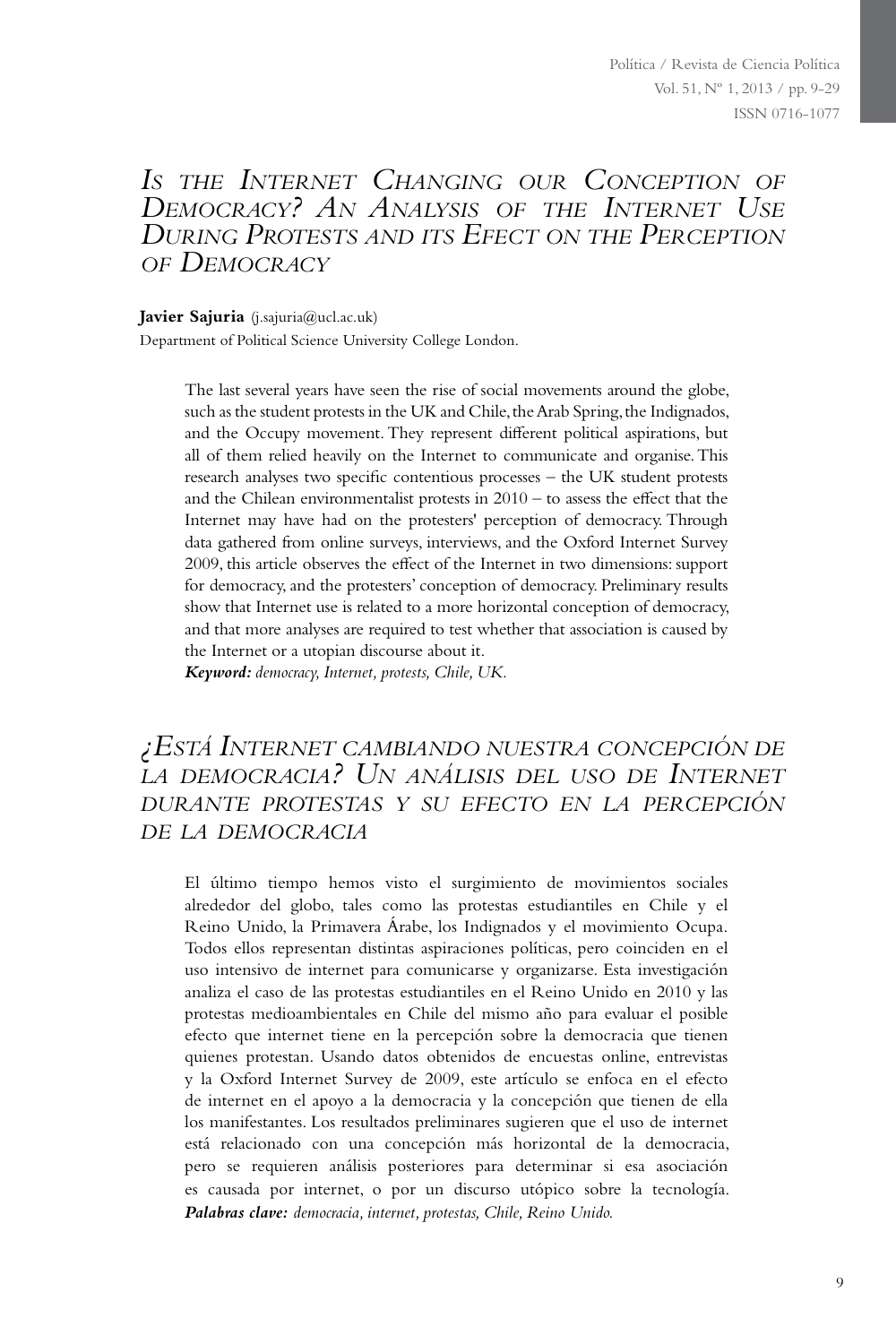# *Is the Internet Changing our Conception of Democracy? An Analysis of the Internet Use During Protests and its Efect on the Perception of Democracy*

**Javier Sajuria** (j.sajuria@ucl.ac.uk)
Department of Political Science University College London.

The last several years have seen the rise of social movements around the globe, such as the student protests in the UK and Chile, the Arab Spring, the Indignados, and the Occupy movement. They represent different political aspirations, but all of them relied heavily on the Internet to communicate and organise. This research analyses two specific contentious processes – the UK student protests and the Chilean environmentalist protests in 2010 – to assess the effect that the Internet may have had on the protesters' perception of democracy. Through data gathered from online surveys, interviews, and the Oxford Internet Survey 2009, this article observes the effect of the Internet in two dimensions: support for democracy, and the protesters' conception of democracy. Preliminary results show that Internet use is related to a more horizontal conception of democracy, and that more analyses are required to test whether that association is caused by the Internet or a utopian discourse about it.

***Keyword:*** *democracy, Internet, protests, Chile, UK.*

# *¿Está Internet cambiando nuestra concepción de la democracia? Un análisis del uso de Internet durante protestas y su efecto en la percepción de la democracia*

El último tiempo hemos visto el surgimiento de movimientos sociales alrededor del globo, tales como las protestas estudiantiles en Chile y el Reino Unido, la Primavera Árabe, los Indignados y el movimiento Ocupa. Todos ellos representan distintas aspiraciones políticas, pero coinciden en el uso intensivo de internet para comunicarse y organizarse. Esta investigación analiza el caso de las protestas estudiantiles en el Reino Unido en 2010 y las protestas medioambientales en Chile del mismo año para evaluar el posible efecto que internet tiene en la percepción sobre la democracia que tienen quienes protestan. Usando datos obtenidos de encuestas online, entrevistas y la Oxford Internet Survey de 2009, este artículo se enfoca en el efecto de internet en el apoyo a la democracia y la concepción que tienen de ella los manifestantes. Los resultados preliminares sugieren que el uso de internet está relacionado con una concepción más horizontal de la democracia, pero se requieren análisis posteriores para determinar si esa asociación es causada por internet, o por un discurso utópico sobre la tecnología.

***Palabras clave:*** *democracia, internet, protestas, Chile, Reino Unido.*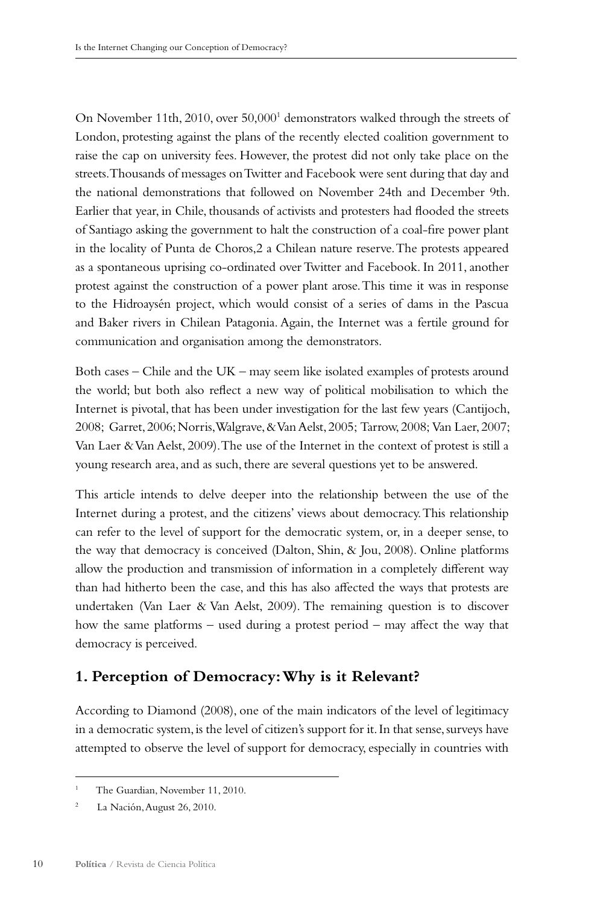On November 11th, 2010, over 50,000[1] demonstrators walked through the streets of London, protesting against the plans of the recently elected coalition government to raise the cap on university fees. However, the protest did not only take place on the streets. Thousands of messages on Twitter and Facebook were sent during that day and the national demonstrations that followed on November 24th and December 9th. Earlier that year, in Chile, thousands of activists and protesters had flooded the streets of Santiago asking the government to halt the construction of a coal-fire power plant in the locality of Punta de Choros,2 a Chilean nature reserve. The protests appeared as a spontaneous uprising co-ordinated over Twitter and Facebook. In 2011, another protest against the construction of a power plant arose. This time it was in response to the Hidroaysén project, which would consist of a series of dams in the Pascua and Baker rivers in Chilean Patagonia. Again, the Internet was a fertile ground for communication and organisation among the demonstrators.

Both cases – Chile and the UK – may seem like isolated examples of protests around the world; but both also reflect a new way of political mobilisation to which the Internet is pivotal, that has been under investigation for the last few years (Cantijoch, 2008; Garret, 2006; Norris, Walgrave, & Van Aelst, 2005; Tarrow, 2008; Van Laer, 2007; Van Laer & Van Aelst, 2009). The use of the Internet in the context of protest is still a young research area, and as such, there are several questions yet to be answered.

This article intends to delve deeper into the relationship between the use of the Internet during a protest, and the citizens' views about democracy. This relationship can refer to the level of support for the democratic system, or, in a deeper sense, to the way that democracy is conceived (Dalton, Shin, & Jou, 2008). Online platforms allow the production and transmission of information in a completely different way than had hitherto been the case, and this has also affected the ways that protests are undertaken (Van Laer & Van Aelst, 2009). The remaining question is to discover how the same platforms – used during a protest period – may affect the way that democracy is perceived.

## 1. Perception of Democracy: Why is it Relevant?

According to Diamond (2008), one of the main indicators of the level of legitimacy in a democratic system, is the level of citizen's support for it. In that sense, surveys have attempted to observe the level of support for democracy, especially in countries with

---

[1] The Guardian, November 11, 2010.

[2] La Nación, August 26, 2010.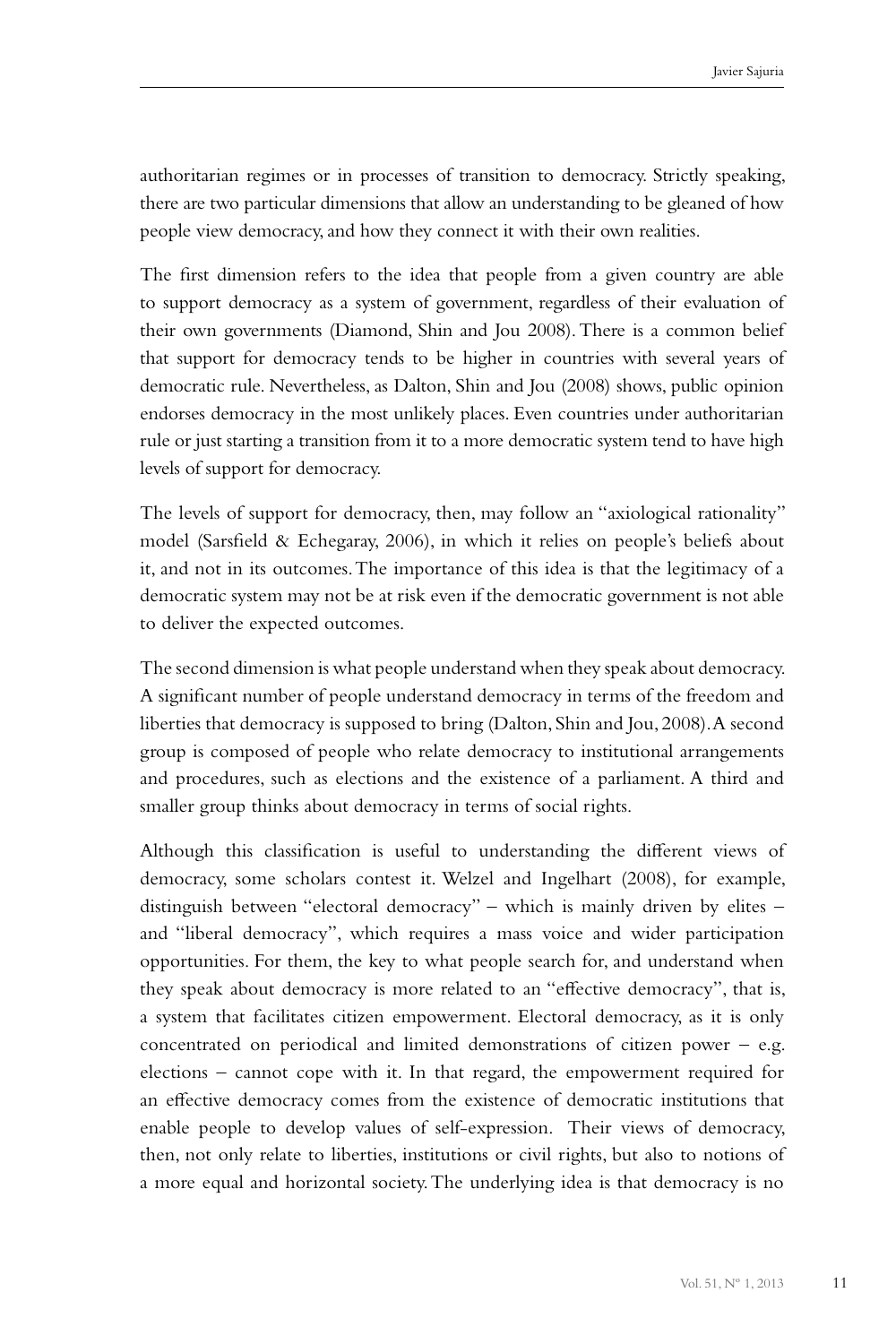authoritarian regimes or in processes of transition to democracy. Strictly speaking, there are two particular dimensions that allow an understanding to be gleaned of how people view democracy, and how they connect it with their own realities.

The first dimension refers to the idea that people from a given country are able to support democracy as a system of government, regardless of their evaluation of their own governments (Diamond, Shin and Jou 2008). There is a common belief that support for democracy tends to be higher in countries with several years of democratic rule. Nevertheless, as Dalton, Shin and Jou (2008) shows, public opinion endorses democracy in the most unlikely places. Even countries under authoritarian rule or just starting a transition from it to a more democratic system tend to have high levels of support for democracy.

The levels of support for democracy, then, may follow an "axiological rationality" model (Sarsfield & Echegaray, 2006), in which it relies on people's beliefs about it, and not in its outcomes. The importance of this idea is that the legitimacy of a democratic system may not be at risk even if the democratic government is not able to deliver the expected outcomes.

The second dimension is what people understand when they speak about democracy. A significant number of people understand democracy in terms of the freedom and liberties that democracy is supposed to bring (Dalton, Shin and Jou, 2008). A second group is composed of people who relate democracy to institutional arrangements and procedures, such as elections and the existence of a parliament. A third and smaller group thinks about democracy in terms of social rights.

Although this classification is useful to understanding the different views of democracy, some scholars contest it. Welzel and Ingelhart (2008), for example, distinguish between "electoral democracy" – which is mainly driven by elites – and "liberal democracy", which requires a mass voice and wider participation opportunities. For them, the key to what people search for, and understand when they speak about democracy is more related to an "effective democracy", that is, a system that facilitates citizen empowerment. Electoral democracy, as it is only concentrated on periodical and limited demonstrations of citizen power – e.g. elections – cannot cope with it. In that regard, the empowerment required for an effective democracy comes from the existence of democratic institutions that enable people to develop values of self-expression. Their views of democracy, then, not only relate to liberties, institutions or civil rights, but also to notions of a more equal and horizontal society. The underlying idea is that democracy is no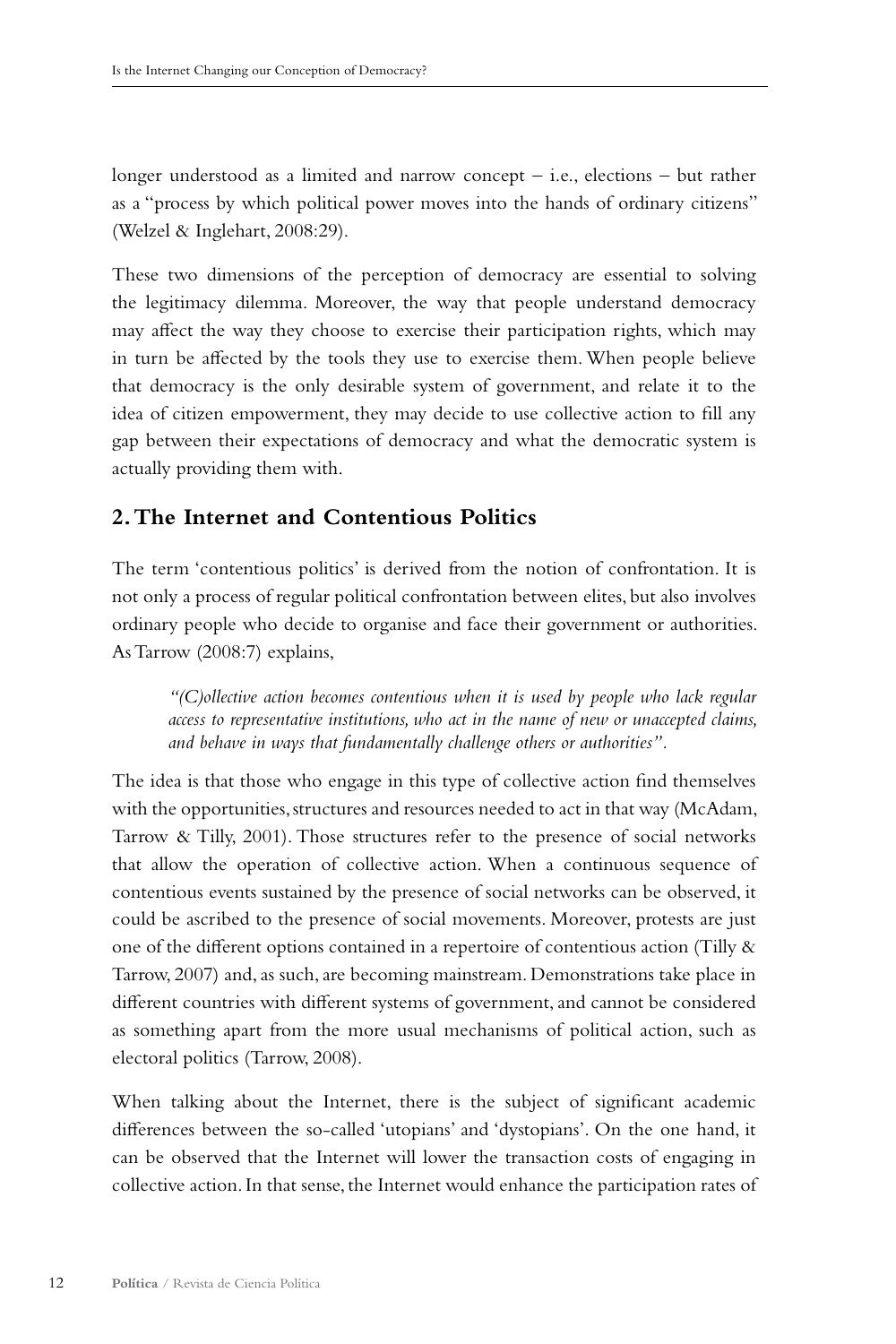longer understood as a limited and narrow concept – i.e., elections – but rather as a "process by which political power moves into the hands of ordinary citizens" (Welzel & Inglehart, 2008:29).

These two dimensions of the perception of democracy are essential to solving the legitimacy dilemma. Moreover, the way that people understand democracy may affect the way they choose to exercise their participation rights, which may in turn be affected by the tools they use to exercise them. When people believe that democracy is the only desirable system of government, and relate it to the idea of citizen empowerment, they may decide to use collective action to fill any gap between their expectations of democracy and what the democratic system is actually providing them with.

## 2. The Internet and Contentious Politics

The term 'contentious politics' is derived from the notion of confrontation. It is not only a process of regular political confrontation between elites, but also involves ordinary people who decide to organise and face their government or authorities. As Tarrow (2008:7) explains,

> *"(C)ollective action becomes contentious when it is used by people who lack regular access to representative institutions, who act in the name of new or unaccepted claims, and behave in ways that fundamentally challenge others or authorities".*

The idea is that those who engage in this type of collective action find themselves with the opportunities, structures and resources needed to act in that way (McAdam, Tarrow & Tilly, 2001). Those structures refer to the presence of social networks that allow the operation of collective action. When a continuous sequence of contentious events sustained by the presence of social networks can be observed, it could be ascribed to the presence of social movements. Moreover, protests are just one of the different options contained in a repertoire of contentious action (Tilly & Tarrow, 2007) and, as such, are becoming mainstream. Demonstrations take place in different countries with different systems of government, and cannot be considered as something apart from the more usual mechanisms of political action, such as electoral politics (Tarrow, 2008).

When talking about the Internet, there is the subject of significant academic differences between the so-called 'utopians' and 'dystopians'. On the one hand, it can be observed that the Internet will lower the transaction costs of engaging in collective action. In that sense, the Internet would enhance the participation rates of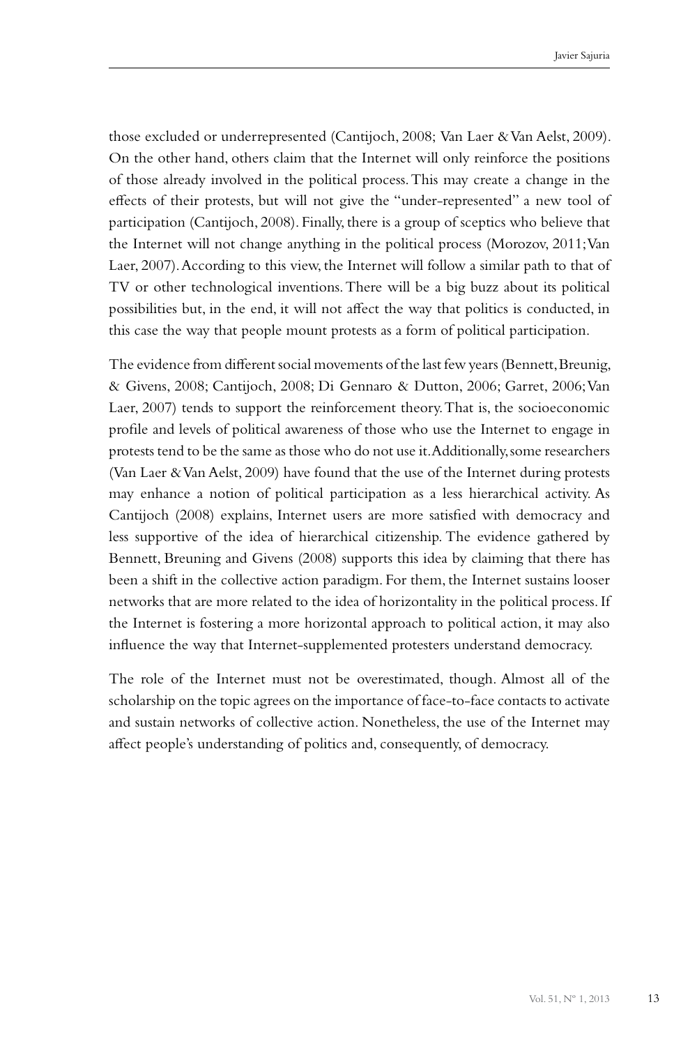those excluded or underrepresented (Cantijoch, 2008; Van Laer & Van Aelst, 2009). On the other hand, others claim that the Internet will only reinforce the positions of those already involved in the political process. This may create a change in the effects of their protests, but will not give the "under-represented" a new tool of participation (Cantijoch, 2008). Finally, there is a group of sceptics who believe that the Internet will not change anything in the political process (Morozov, 2011; Van Laer, 2007). According to this view, the Internet will follow a similar path to that of TV or other technological inventions. There will be a big buzz about its political possibilities but, in the end, it will not affect the way that politics is conducted, in this case the way that people mount protests as a form of political participation.

The evidence from different social movements of the last few years (Bennett, Breunig, & Givens, 2008; Cantijoch, 2008; Di Gennaro & Dutton, 2006; Garret, 2006; Van Laer, 2007) tends to support the reinforcement theory. That is, the socioeconomic profile and levels of political awareness of those who use the Internet to engage in protests tend to be the same as those who do not use it. Additionally, some researchers (Van Laer & Van Aelst, 2009) have found that the use of the Internet during protests may enhance a notion of political participation as a less hierarchical activity. As Cantijoch (2008) explains, Internet users are more satisfied with democracy and less supportive of the idea of hierarchical citizenship. The evidence gathered by Bennett, Breuning and Givens (2008) supports this idea by claiming that there has been a shift in the collective action paradigm. For them, the Internet sustains looser networks that are more related to the idea of horizontality in the political process. If the Internet is fostering a more horizontal approach to political action, it may also influence the way that Internet-supplemented protesters understand democracy.

The role of the Internet must not be overestimated, though. Almost all of the scholarship on the topic agrees on the importance of face-to-face contacts to activate and sustain networks of collective action. Nonetheless, the use of the Internet may affect people's understanding of politics and, consequently, of democracy.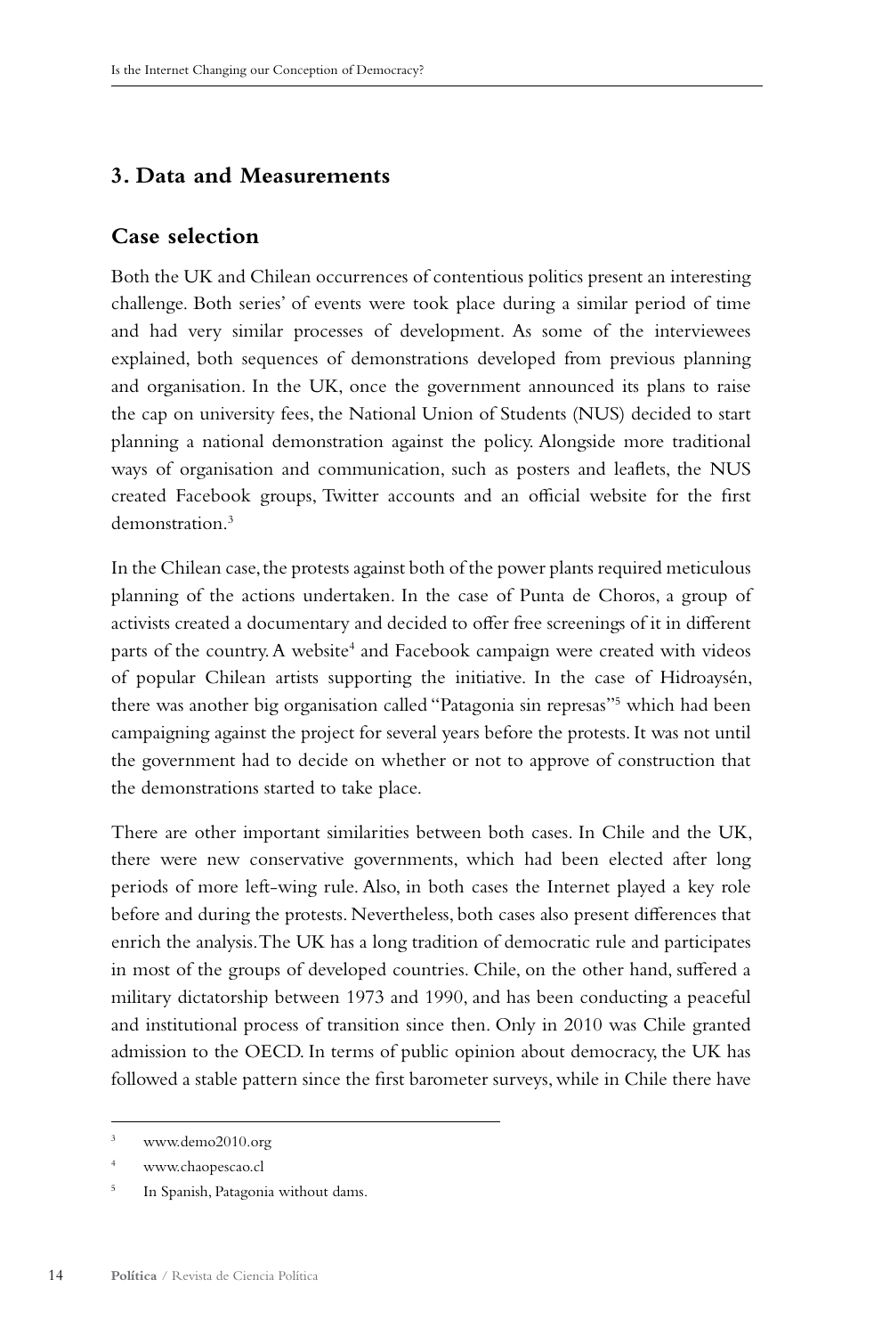## 3. Data and Measurements

### Case selection

Both the UK and Chilean occurrences of contentious politics present an interesting challenge. Both series' of events were took place during a similar period of time and had very similar processes of development. As some of the interviewees explained, both sequences of demonstrations developed from previous planning and organisation. In the UK, once the government announced its plans to raise the cap on university fees, the National Union of Students (NUS) decided to start planning a national demonstration against the policy. Alongside more traditional ways of organisation and communication, such as posters and leaflets, the NUS created Facebook groups, Twitter accounts and an official website for the first demonstration.[3]

In the Chilean case, the protests against both of the power plants required meticulous planning of the actions undertaken. In the case of Punta de Choros, a group of activists created a documentary and decided to offer free screenings of it in different parts of the country. A website[4] and Facebook campaign were created with videos of popular Chilean artists supporting the initiative. In the case of Hidroaysén, there was another big organisation called "Patagonia sin represas"[5] which had been campaigning against the project for several years before the protests. It was not until the government had to decide on whether or not to approve of construction that the demonstrations started to take place.

There are other important similarities between both cases. In Chile and the UK, there were new conservative governments, which had been elected after long periods of more left-wing rule. Also, in both cases the Internet played a key role before and during the protests. Nevertheless, both cases also present differences that enrich the analysis. The UK has a long tradition of democratic rule and participates in most of the groups of developed countries. Chile, on the other hand, suffered a military dictatorship between 1973 and 1990, and has been conducting a peaceful and institutional process of transition since then. Only in 2010 was Chile granted admission to the OECD. In terms of public opinion about democracy, the UK has followed a stable pattern since the first barometer surveys, while in Chile there have

---

[3] www.demo2010.org

[4] www.chaopescao.cl

[5] In Spanish, Patagonia without dams.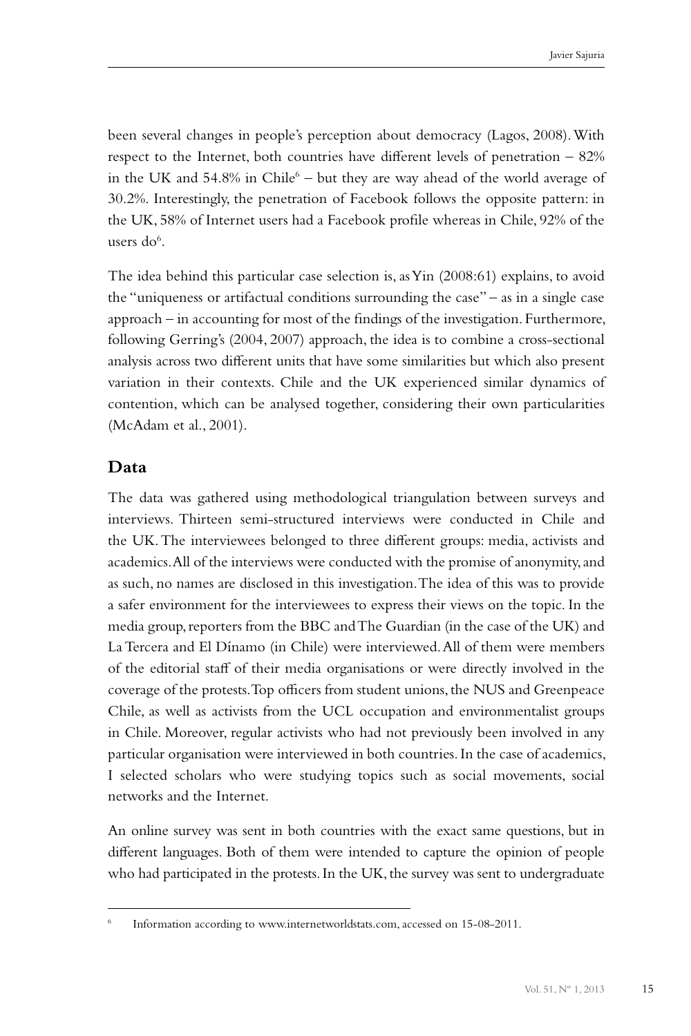been several changes in people's perception about democracy (Lagos, 2008). With respect to the Internet, both countries have different levels of penetration – 82% in the UK and 54.8% in Chile[6] – but they are way ahead of the world average of 30.2%. Interestingly, the penetration of Facebook follows the opposite pattern: in the UK, 58% of Internet users had a Facebook profile whereas in Chile, 92% of the users do[6].

The idea behind this particular case selection is, as Yin (2008:61) explains, to avoid the "uniqueness or artifactual conditions surrounding the case" – as in a single case approach – in accounting for most of the findings of the investigation. Furthermore, following Gerring's (2004, 2007) approach, the idea is to combine a cross-sectional analysis across two different units that have some similarities but which also present variation in their contexts. Chile and the UK experienced similar dynamics of contention, which can be analysed together, considering their own particularities (McAdam et al., 2001).

## Data

The data was gathered using methodological triangulation between surveys and interviews. Thirteen semi-structured interviews were conducted in Chile and the UK. The interviewees belonged to three different groups: media, activists and academics. All of the interviews were conducted with the promise of anonymity, and as such, no names are disclosed in this investigation. The idea of this was to provide a safer environment for the interviewees to express their views on the topic. In the media group, reporters from the BBC and The Guardian (in the case of the UK) and La Tercera and El Dínamo (in Chile) were interviewed. All of them were members of the editorial staff of their media organisations or were directly involved in the coverage of the protests. Top officers from student unions, the NUS and Greenpeace Chile, as well as activists from the UCL occupation and environmentalist groups in Chile. Moreover, regular activists who had not previously been involved in any particular organisation were interviewed in both countries. In the case of academics, I selected scholars who were studying topics such as social movements, social networks and the Internet.

An online survey was sent in both countries with the exact same questions, but in different languages. Both of them were intended to capture the opinion of people who had participated in the protests. In the UK, the survey was sent to undergraduate

[6] Information according to www.internetworldstats.com, accessed on 15-08-2011.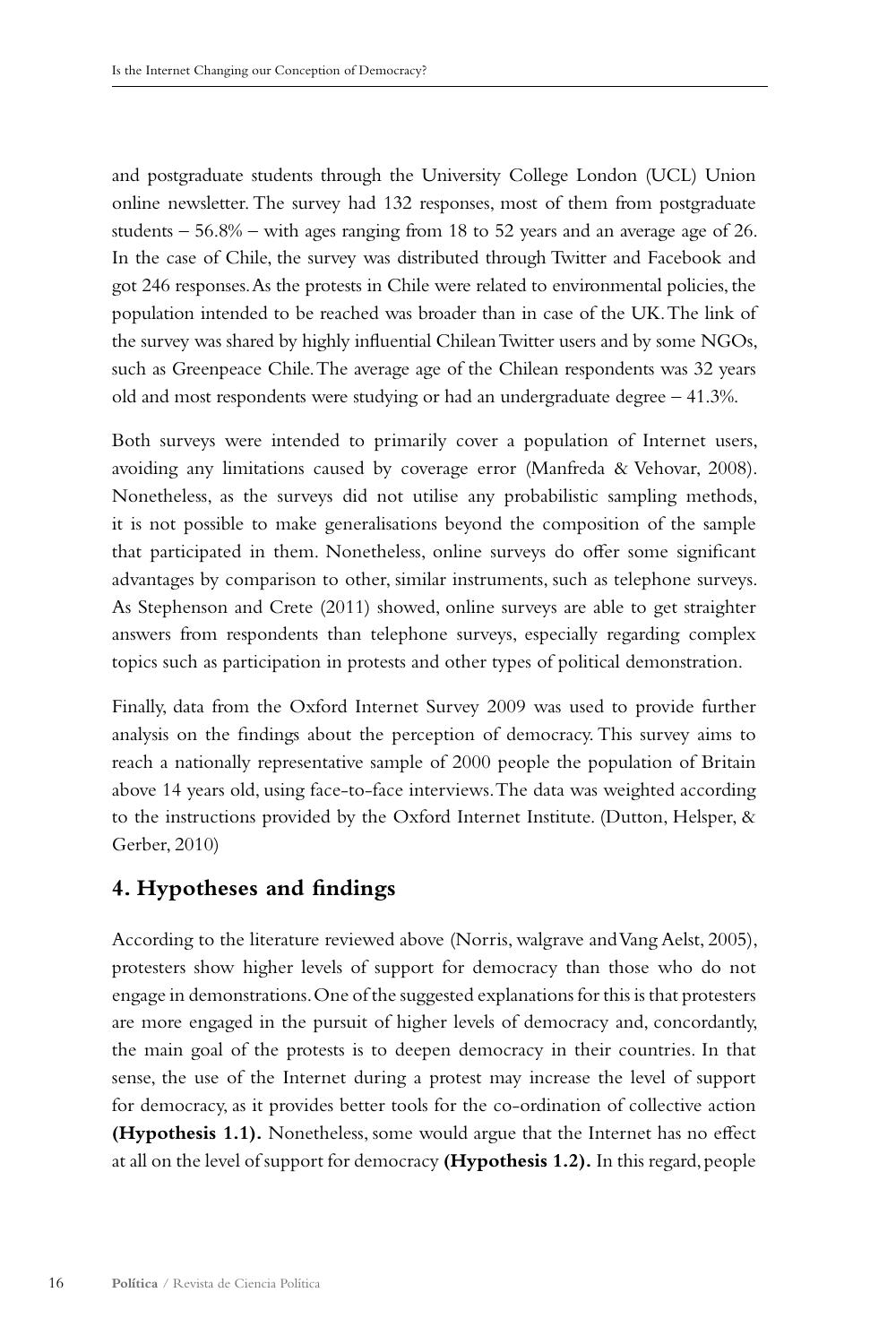and postgraduate students through the University College London (UCL) Union online newsletter. The survey had 132 responses, most of them from postgraduate students – 56.8% – with ages ranging from 18 to 52 years and an average age of 26. In the case of Chile, the survey was distributed through Twitter and Facebook and got 246 responses. As the protests in Chile were related to environmental policies, the population intended to be reached was broader than in case of the UK. The link of the survey was shared by highly influential Chilean Twitter users and by some NGOs, such as Greenpeace Chile. The average age of the Chilean respondents was 32 years old and most respondents were studying or had an undergraduate degree – 41.3%.

Both surveys were intended to primarily cover a population of Internet users, avoiding any limitations caused by coverage error (Manfreda & Vehovar, 2008). Nonetheless, as the surveys did not utilise any probabilistic sampling methods, it is not possible to make generalisations beyond the composition of the sample that participated in them. Nonetheless, online surveys do offer some significant advantages by comparison to other, similar instruments, such as telephone surveys. As Stephenson and Crete (2011) showed, online surveys are able to get straighter answers from respondents than telephone surveys, especially regarding complex topics such as participation in protests and other types of political demonstration.

Finally, data from the Oxford Internet Survey 2009 was used to provide further analysis on the findings about the perception of democracy. This survey aims to reach a nationally representative sample of 2000 people the population of Britain above 14 years old, using face-to-face interviews. The data was weighted according to the instructions provided by the Oxford Internet Institute. (Dutton, Helsper, & Gerber, 2010)

## 4. Hypotheses and findings

According to the literature reviewed above (Norris, walgrave and Vang Aelst, 2005), protesters show higher levels of support for democracy than those who do not engage in demonstrations. One of the suggested explanations for this is that protesters are more engaged in the pursuit of higher levels of democracy and, concordantly, the main goal of the protests is to deepen democracy in their countries. In that sense, the use of the Internet during a protest may increase the level of support for democracy, as it provides better tools for the co-ordination of collective action **(Hypothesis 1.1).** Nonetheless, some would argue that the Internet has no effect at all on the level of support for democracy **(Hypothesis 1.2).** In this regard, people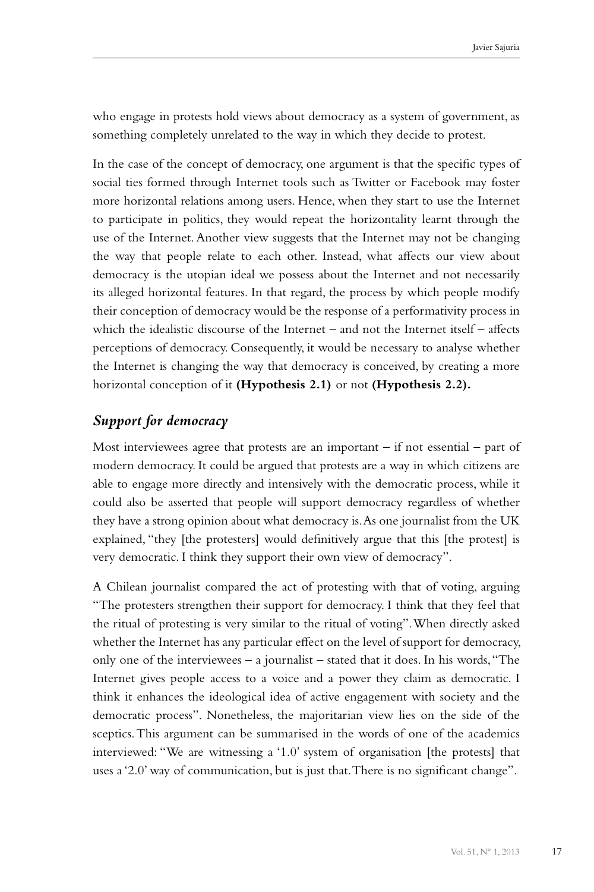who engage in protests hold views about democracy as a system of government, as something completely unrelated to the way in which they decide to protest.

In the case of the concept of democracy, one argument is that the specific types of social ties formed through Internet tools such as Twitter or Facebook may foster more horizontal relations among users. Hence, when they start to use the Internet to participate in politics, they would repeat the horizontality learnt through the use of the Internet. Another view suggests that the Internet may not be changing the way that people relate to each other. Instead, what affects our view about democracy is the utopian ideal we possess about the Internet and not necessarily its alleged horizontal features. In that regard, the process by which people modify their conception of democracy would be the response of a performativity process in which the idealistic discourse of the Internet – and not the Internet itself – affects perceptions of democracy. Consequently, it would be necessary to analyse whether the Internet is changing the way that democracy is conceived, by creating a more horizontal conception of it **(Hypothesis 2.1)** or not **(Hypothesis 2.2).**

### *Support for democracy*

Most interviewees agree that protests are an important – if not essential – part of modern democracy. It could be argued that protests are a way in which citizens are able to engage more directly and intensively with the democratic process, while it could also be asserted that people will support democracy regardless of whether they have a strong opinion about what democracy is. As one journalist from the UK explained, "they [the protesters] would definitively argue that this [the protest] is very democratic. I think they support their own view of democracy".

A Chilean journalist compared the act of protesting with that of voting, arguing "The protesters strengthen their support for democracy. I think that they feel that the ritual of protesting is very similar to the ritual of voting". When directly asked whether the Internet has any particular effect on the level of support for democracy, only one of the interviewees – a journalist – stated that it does. In his words, "The Internet gives people access to a voice and a power they claim as democratic. I think it enhances the ideological idea of active engagement with society and the democratic process". Nonetheless, the majoritarian view lies on the side of the sceptics. This argument can be summarised in the words of one of the academics interviewed: "We are witnessing a '1.0' system of organisation [the protests] that uses a '2.0' way of communication, but is just that. There is no significant change".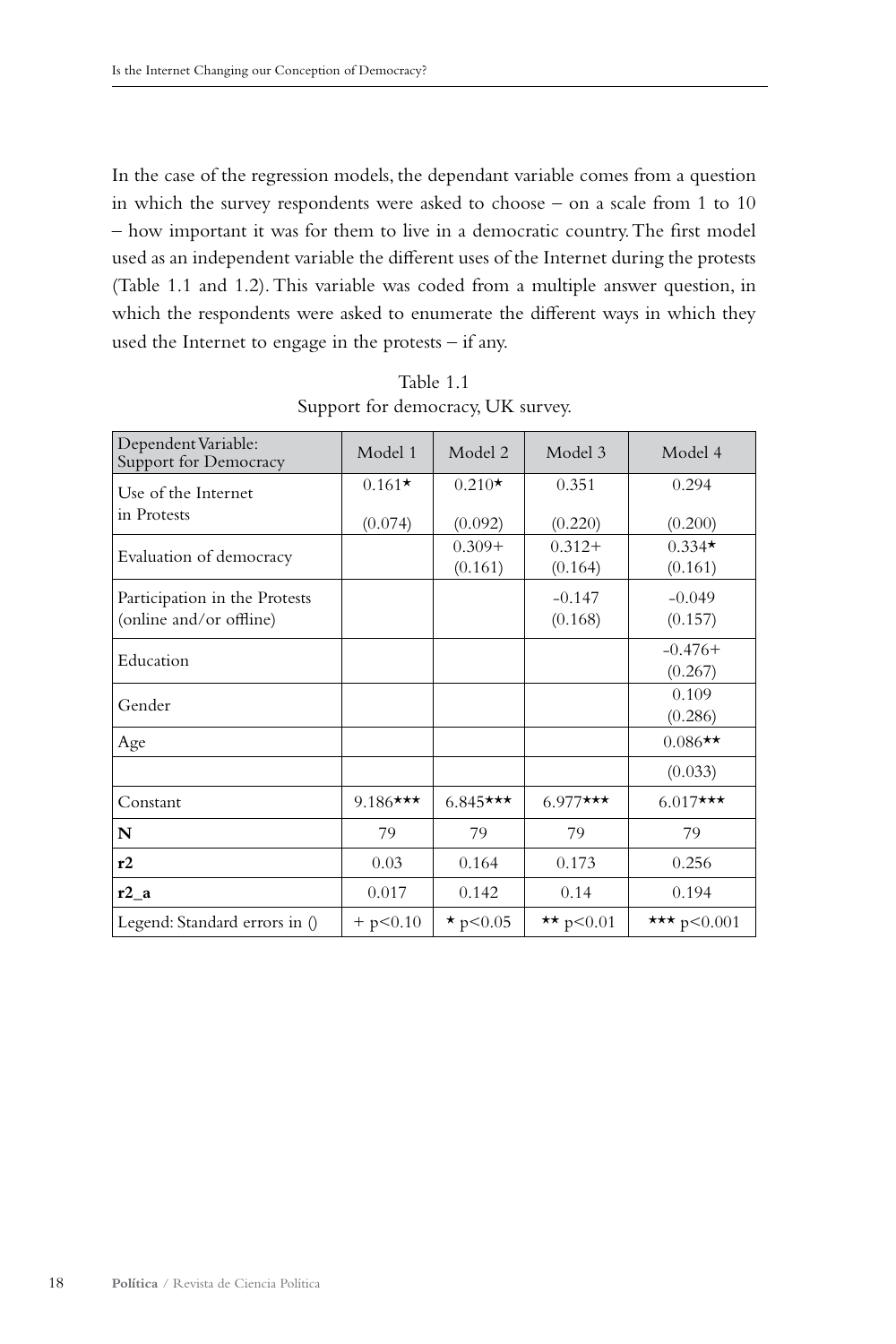In the case of the regression models, the dependant variable comes from a question in which the survey respondents were asked to choose – on a scale from 1 to 10 – how important it was for them to live in a democratic country. The first model used as an independent variable the different uses of the Internet during the protests (Table 1.1 and 1.2). This variable was coded from a multiple answer question, in which the respondents were asked to enumerate the different ways in which they used the Internet to engage in the protests – if any.

Table 1.1
Support for democracy, UK survey.

| Dependent Variable: Support for Democracy | Model 1 | Model 2 | Model 3 | Model 4 |
|---|---|---|---|---|
| Use of the Internet in Protests | 0.161* (0.074) | 0.210* (0.092) | 0.351 (0.220) | 0.294 (0.200) |
| Evaluation of democracy | | 0.309+ (0.161) | 0.312+ (0.164) | 0.334* (0.161) |
| Participation in the Protests (online and/or offline) | | | -0.147 (0.168) | -0.049 (0.157) |
| Education | | | | -0.476+ (0.267) |
| Gender | | | | 0.109 (0.286) |
| Age | | | | 0.086** |
| | | | | (0.033) |
| Constant | 9.186*** | 6.845*** | 6.977*** | 6.017*** |
| **N** | 79 | 79 | 79 | 79 |
| **r2** | 0.03 | 0.164 | 0.173 | 0.256 |
| **r2_a** | 0.017 | 0.142 | 0.14 | 0.194 |
| Legend: Standard errors in () | + p<0.10 | * p<0.05 | ** p<0.01 | *** p<0.001 |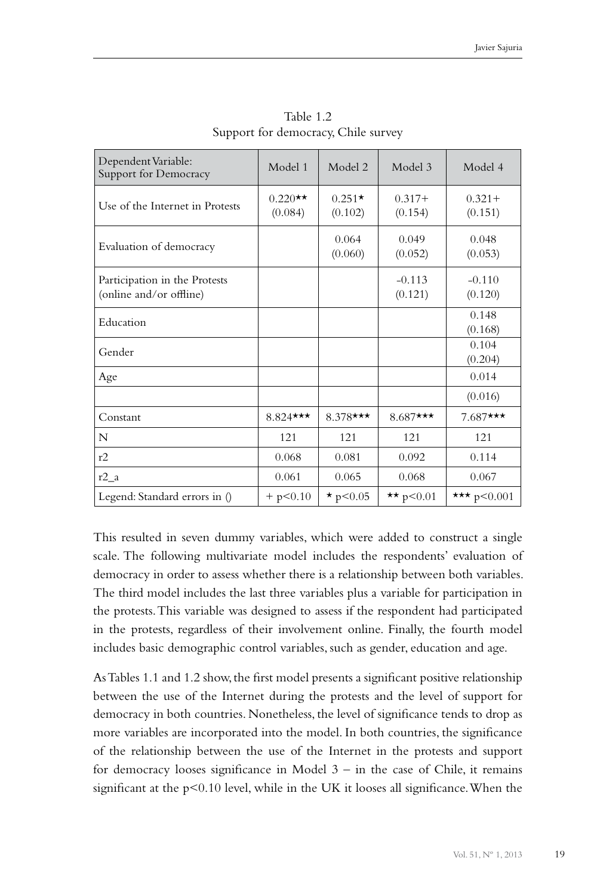Table 1.2
Support for democracy, Chile survey

| Dependent Variable: Support for Democracy | Model 1 | Model 2 | Model 3 | Model 4 |
|---|---|---|---|---|
| Use of the Internet in Protests | 0.220** (0.084) | 0.251* (0.102) | 0.317+ (0.154) | 0.321+ (0.151) |
| Evaluation of democracy | | 0.064 (0.060) | 0.049 (0.052) | 0.048 (0.053) |
| Participation in the Protests (online and/or offline) | | | -0.113 (0.121) | -0.110 (0.120) |
| Education | | | | 0.148 (0.168) |
| Gender | | | | 0.104 (0.204) |
| Age | | | | 0.014 |
| | | | | (0.016) |
| Constant | 8.824*** | 8.378*** | 8.687*** | 7.687*** |
| N | 121 | 121 | 121 | 121 |
| r2 | 0.068 | 0.081 | 0.092 | 0.114 |
| r2_a | 0.061 | 0.065 | 0.068 | 0.067 |
| Legend: Standard errors in () | + p<0.10 | * p<0.05 | ** p<0.01 | *** p<0.001 |

This resulted in seven dummy variables, which were added to construct a single scale. The following multivariate model includes the respondents' evaluation of democracy in order to assess whether there is a relationship between both variables. The third model includes the last three variables plus a variable for participation in the protests. This variable was designed to assess if the respondent had participated in the protests, regardless of their involvement online. Finally, the fourth model includes basic demographic control variables, such as gender, education and age.

As Tables 1.1 and 1.2 show, the first model presents a significant positive relationship between the use of the Internet during the protests and the level of support for democracy in both countries. Nonetheless, the level of significance tends to drop as more variables are incorporated into the model. In both countries, the significance of the relationship between the use of the Internet in the protests and support for democracy looses significance in Model 3 – in the case of Chile, it remains significant at the p<0.10 level, while in the UK it looses all significance. When the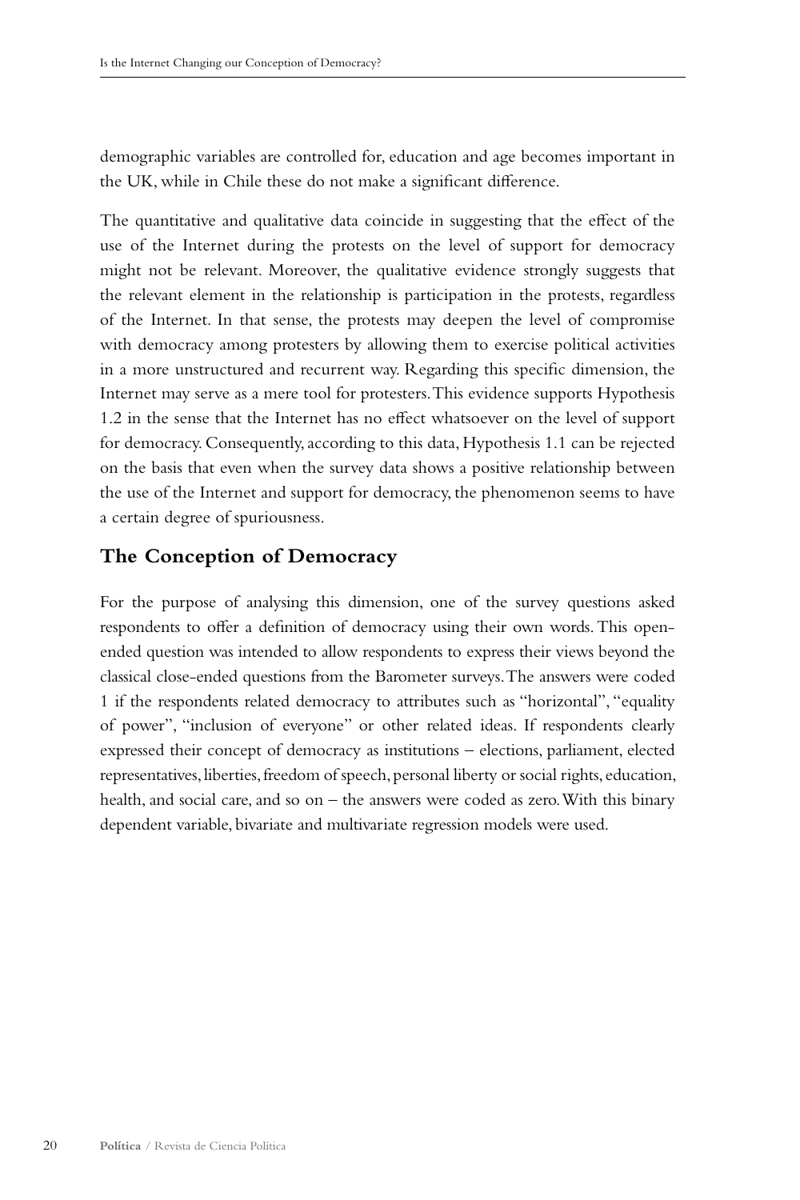demographic variables are controlled for, education and age becomes important in the UK, while in Chile these do not make a significant difference.

The quantitative and qualitative data coincide in suggesting that the effect of the use of the Internet during the protests on the level of support for democracy might not be relevant. Moreover, the qualitative evidence strongly suggests that the relevant element in the relationship is participation in the protests, regardless of the Internet. In that sense, the protests may deepen the level of compromise with democracy among protesters by allowing them to exercise political activities in a more unstructured and recurrent way. Regarding this specific dimension, the Internet may serve as a mere tool for protesters. This evidence supports Hypothesis 1.2 in the sense that the Internet has no effect whatsoever on the level of support for democracy. Consequently, according to this data, Hypothesis 1.1 can be rejected on the basis that even when the survey data shows a positive relationship between the use of the Internet and support for democracy, the phenomenon seems to have a certain degree of spuriousness.

## The Conception of Democracy

For the purpose of analysing this dimension, one of the survey questions asked respondents to offer a definition of democracy using their own words. This open-ended question was intended to allow respondents to express their views beyond the classical close-ended questions from the Barometer surveys. The answers were coded 1 if the respondents related democracy to attributes such as "horizontal", "equality of power", "inclusion of everyone" or other related ideas. If respondents clearly expressed their concept of democracy as institutions – elections, parliament, elected representatives, liberties, freedom of speech, personal liberty or social rights, education, health, and social care, and so on – the answers were coded as zero. With this binary dependent variable, bivariate and multivariate regression models were used.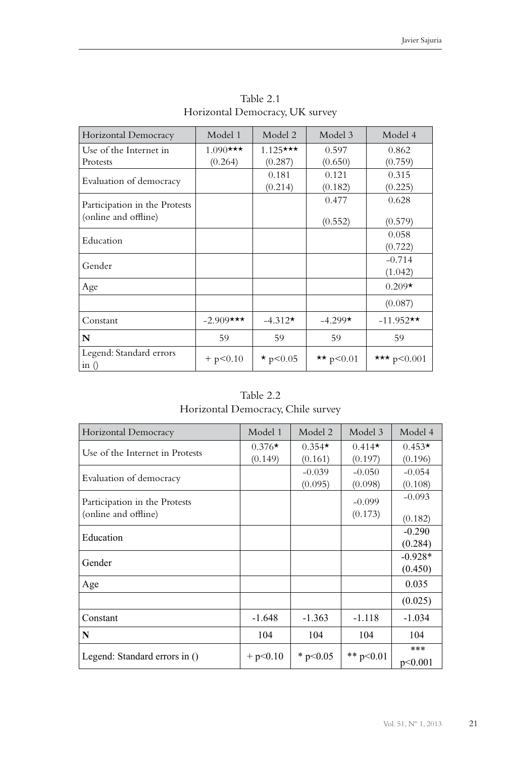Table 2.1
Horizontal Democracy, UK survey

| Horizontal Democracy | Model 1 | Model 2 | Model 3 | Model 4 |
|---|---|---|---|---|
| Use of the Internet in Protests | 1.090*** (0.264) | 1.125*** (0.287) | 0.597 (0.650) | 0.862 (0.759) |
| Evaluation of democracy | | 0.181 (0.214) | 0.121 (0.182) | 0.315 (0.225) |
| Participation in the Protests (online and offline) | | | 0.477 (0.552) | 0.628 (0.579) |
| Education | | | | 0.058 (0.722) |
| Gender | | | | -0.714 (1.042) |
| Age | | | | 0.209* |
| | | | | (0.087) |
| Constant | -2.909*** | -4.312* | -4.299* | -11.952** |
| **N** | 59 | 59 | 59 | 59 |
| Legend: Standard errors in () | + p<0.10 | * p<0.05 | ** p<0.01 | *** p<0.001 |

Table 2.2
Horizontal Democracy, Chile survey

| Horizontal Democracy | Model 1 | Model 2 | Model 3 | Model 4 |
|---|---|---|---|---|
| Use of the Internet in Protests | 0.376* (0.149) | 0.354* (0.161) | 0.414* (0.197) | 0.453* (0.196) |
| Evaluation of democracy | | -0.039 (0.095) | -0.050 (0.098) | -0.054 (0.108) |
| Participation in the Protests (online and offline) | | | -0.099 (0.173) | -0.093 (0.182) |
| Education | | | | -0.290 (0.284) |
| Gender | | | | -0.928* (0.450) |
| Age | | | | 0.035 |
| | | | | (0.025) |
| Constant | -1.648 | -1.363 | -1.118 | -1.034 |
| **N** | 104 | 104 | 104 | 104 |
| Legend: Standard errors in () | + p<0.10 | * p<0.05 | ** p<0.01 | *** p<0.001 |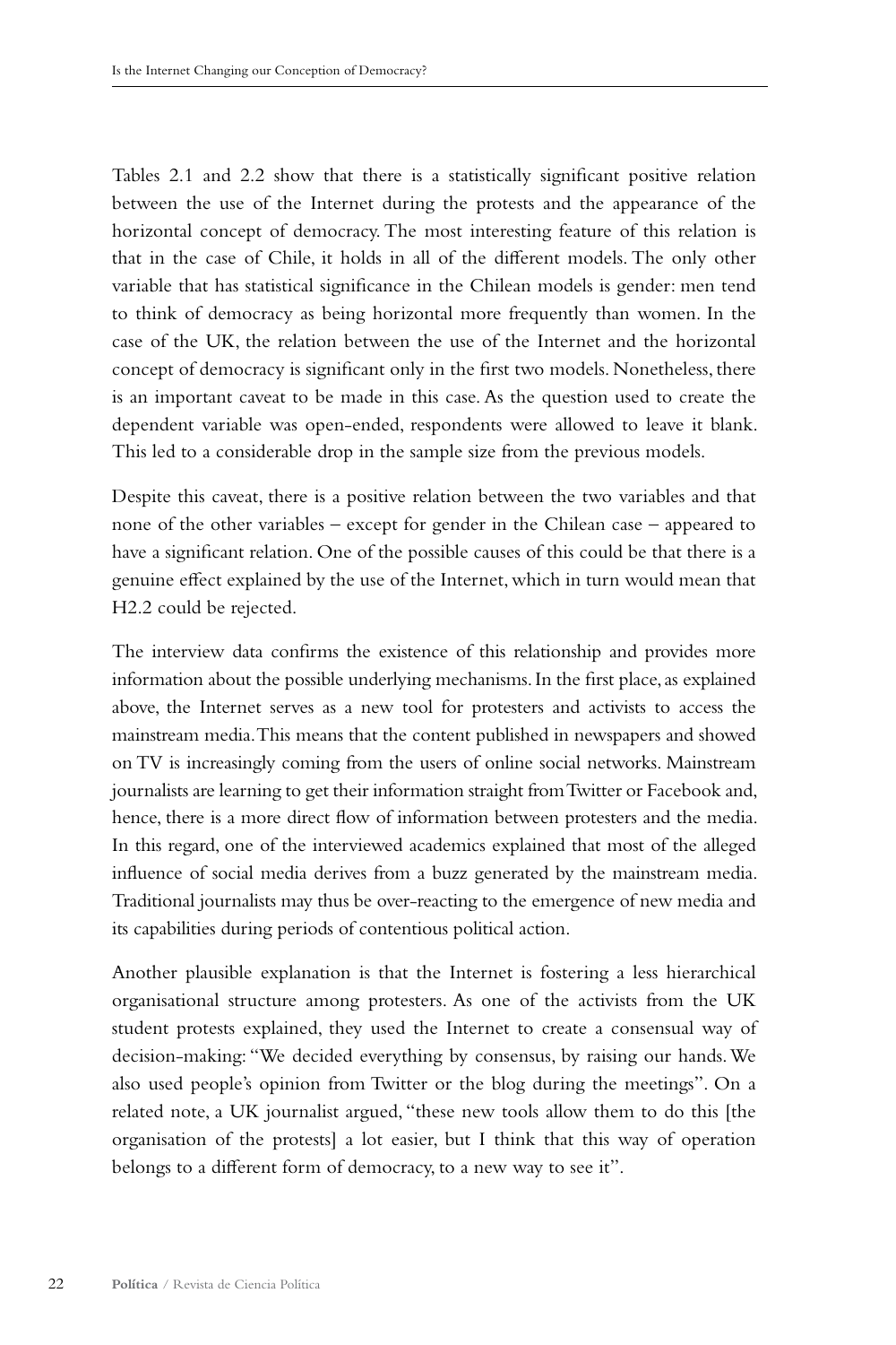Tables 2.1 and 2.2 show that there is a statistically significant positive relation between the use of the Internet during the protests and the appearance of the horizontal concept of democracy. The most interesting feature of this relation is that in the case of Chile, it holds in all of the different models. The only other variable that has statistical significance in the Chilean models is gender: men tend to think of democracy as being horizontal more frequently than women. In the case of the UK, the relation between the use of the Internet and the horizontal concept of democracy is significant only in the first two models. Nonetheless, there is an important caveat to be made in this case. As the question used to create the dependent variable was open-ended, respondents were allowed to leave it blank. This led to a considerable drop in the sample size from the previous models.

Despite this caveat, there is a positive relation between the two variables and that none of the other variables – except for gender in the Chilean case – appeared to have a significant relation. One of the possible causes of this could be that there is a genuine effect explained by the use of the Internet, which in turn would mean that H2.2 could be rejected.

The interview data confirms the existence of this relationship and provides more information about the possible underlying mechanisms. In the first place, as explained above, the Internet serves as a new tool for protesters and activists to access the mainstream media. This means that the content published in newspapers and showed on TV is increasingly coming from the users of online social networks. Mainstream journalists are learning to get their information straight from Twitter or Facebook and, hence, there is a more direct flow of information between protesters and the media. In this regard, one of the interviewed academics explained that most of the alleged influence of social media derives from a buzz generated by the mainstream media. Traditional journalists may thus be over-reacting to the emergence of new media and its capabilities during periods of contentious political action.

Another plausible explanation is that the Internet is fostering a less hierarchical organisational structure among protesters. As one of the activists from the UK student protests explained, they used the Internet to create a consensual way of decision-making: "We decided everything by consensus, by raising our hands. We also used people's opinion from Twitter or the blog during the meetings". On a related note, a UK journalist argued, "these new tools allow them to do this [the organisation of the protests] a lot easier, but I think that this way of operation belongs to a different form of democracy, to a new way to see it".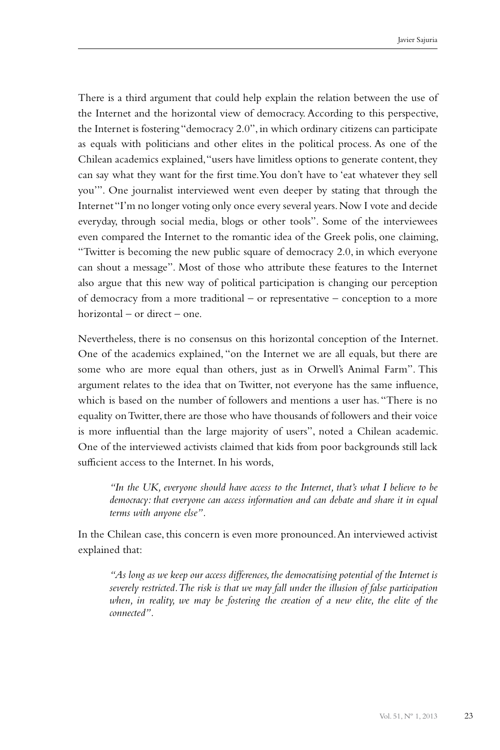There is a third argument that could help explain the relation between the use of the Internet and the horizontal view of democracy. According to this perspective, the Internet is fostering "democracy 2.0", in which ordinary citizens can participate as equals with politicians and other elites in the political process. As one of the Chilean academics explained, "users have limitless options to generate content, they can say what they want for the first time. You don't have to 'eat whatever they sell you'". One journalist interviewed went even deeper by stating that through the Internet "I'm no longer voting only once every several years. Now I vote and decide everyday, through social media, blogs or other tools". Some of the interviewees even compared the Internet to the romantic idea of the Greek polis, one claiming, "Twitter is becoming the new public square of democracy 2.0, in which everyone can shout a message". Most of those who attribute these features to the Internet also argue that this new way of political participation is changing our perception of democracy from a more traditional – or representative – conception to a more horizontal – or direct – one.

Nevertheless, there is no consensus on this horizontal conception of the Internet. One of the academics explained, "on the Internet we are all equals, but there are some who are more equal than others, just as in Orwell's Animal Farm". This argument relates to the idea that on Twitter, not everyone has the same influence, which is based on the number of followers and mentions a user has. "There is no equality on Twitter, there are those who have thousands of followers and their voice is more influential than the large majority of users", noted a Chilean academic. One of the interviewed activists claimed that kids from poor backgrounds still lack sufficient access to the Internet. In his words,

> *"In the UK, everyone should have access to the Internet, that's what I believe to be democracy: that everyone can access information and can debate and share it in equal terms with anyone else".*

In the Chilean case, this concern is even more pronounced. An interviewed activist explained that:

> *"As long as we keep our access differences, the democratising potential of the Internet is severely restricted. The risk is that we may fall under the illusion of false participation when, in reality, we may be fostering the creation of a new elite, the elite of the connected".*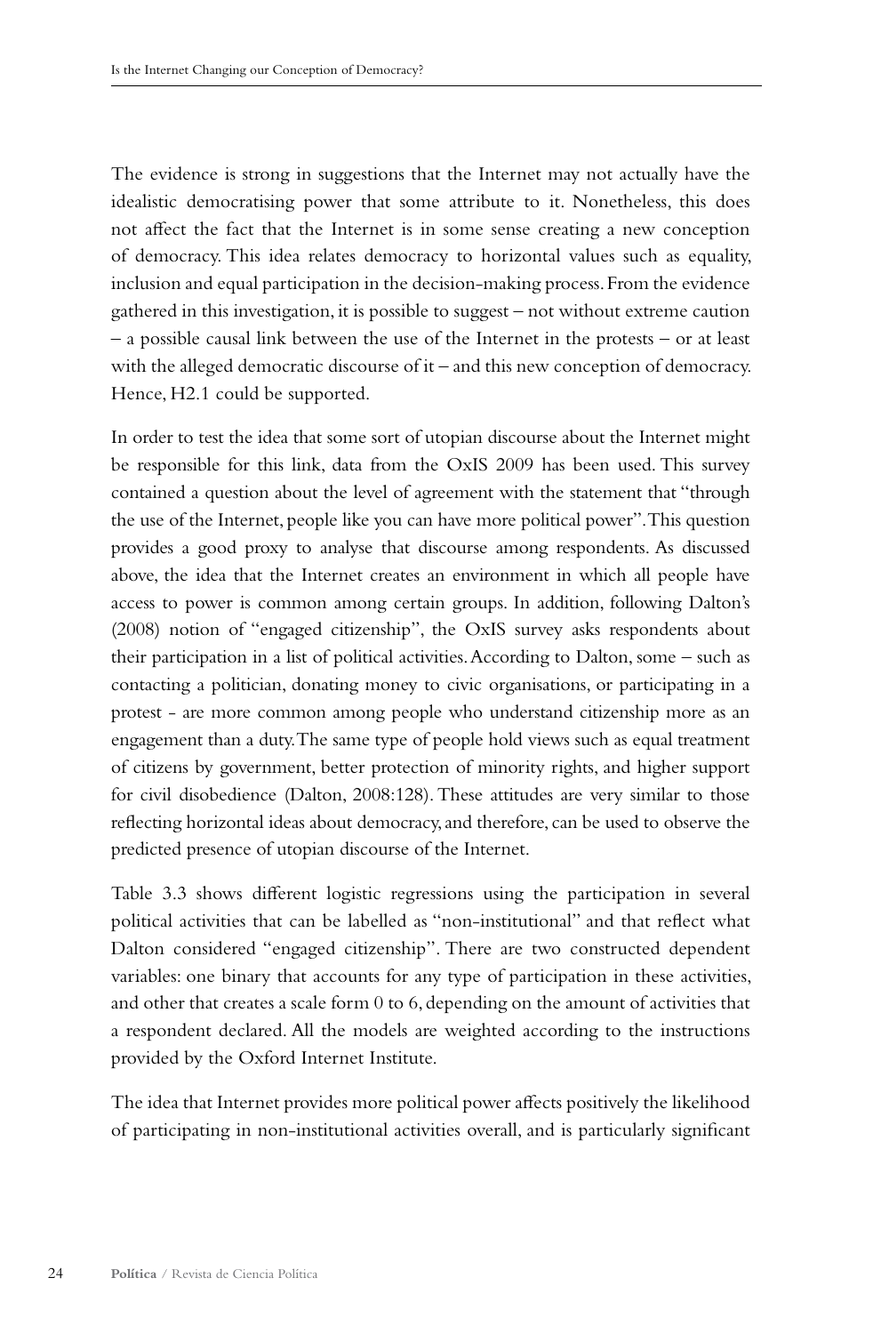The evidence is strong in suggestions that the Internet may not actually have the idealistic democratising power that some attribute to it. Nonetheless, this does not affect the fact that the Internet is in some sense creating a new conception of democracy. This idea relates democracy to horizontal values such as equality, inclusion and equal participation in the decision-making process. From the evidence gathered in this investigation, it is possible to suggest – not without extreme caution – a possible causal link between the use of the Internet in the protests – or at least with the alleged democratic discourse of it – and this new conception of democracy. Hence, H2.1 could be supported.

In order to test the idea that some sort of utopian discourse about the Internet might be responsible for this link, data from the OxIS 2009 has been used. This survey contained a question about the level of agreement with the statement that "through the use of the Internet, people like you can have more political power". This question provides a good proxy to analyse that discourse among respondents. As discussed above, the idea that the Internet creates an environment in which all people have access to power is common among certain groups. In addition, following Dalton's (2008) notion of "engaged citizenship", the OxIS survey asks respondents about their participation in a list of political activities. According to Dalton, some – such as contacting a politician, donating money to civic organisations, or participating in a protest - are more common among people who understand citizenship more as an engagement than a duty. The same type of people hold views such as equal treatment of citizens by government, better protection of minority rights, and higher support for civil disobedience (Dalton, 2008:128). These attitudes are very similar to those reflecting horizontal ideas about democracy, and therefore, can be used to observe the predicted presence of utopian discourse of the Internet.

Table 3.3 shows different logistic regressions using the participation in several political activities that can be labelled as "non-institutional" and that reflect what Dalton considered "engaged citizenship". There are two constructed dependent variables: one binary that accounts for any type of participation in these activities, and other that creates a scale form 0 to 6, depending on the amount of activities that a respondent declared. All the models are weighted according to the instructions provided by the Oxford Internet Institute.

The idea that Internet provides more political power affects positively the likelihood of participating in non-institutional activities overall, and is particularly significant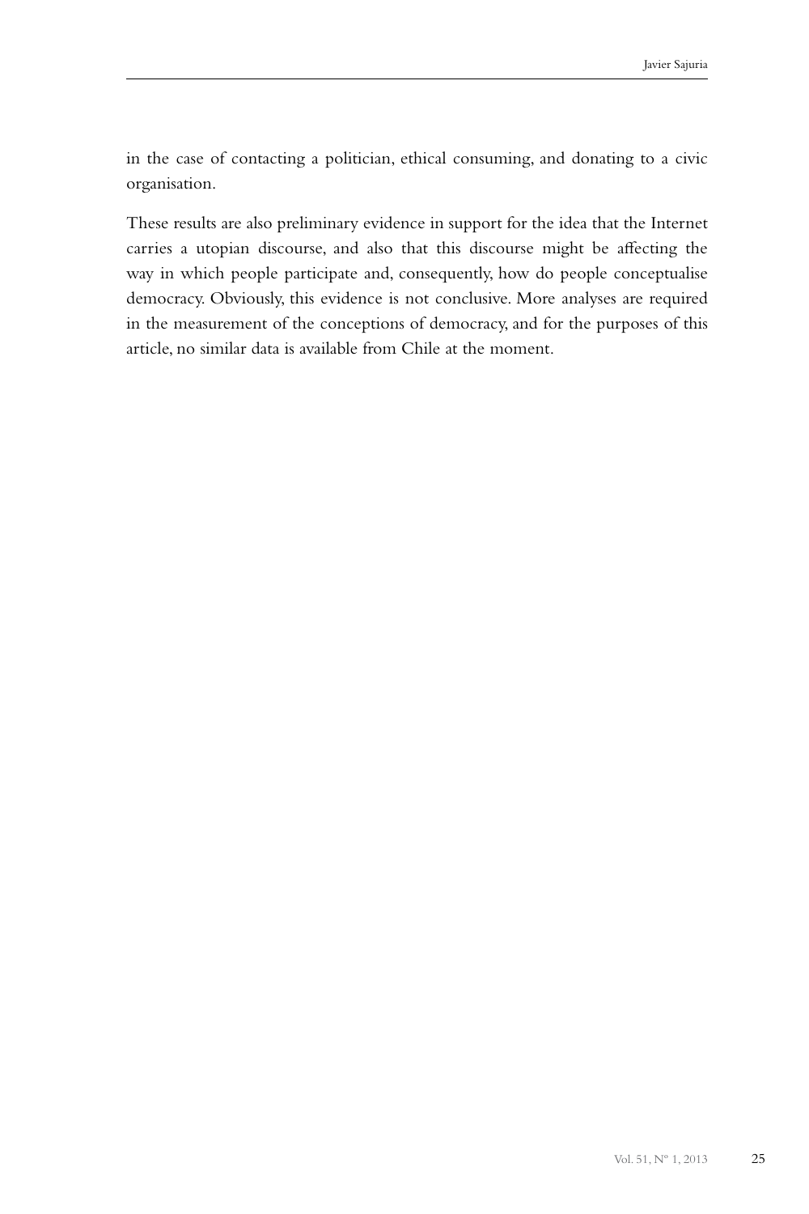in the case of contacting a politician, ethical consuming, and donating to a civic organisation.

These results are also preliminary evidence in support for the idea that the Internet carries a utopian discourse, and also that this discourse might be affecting the way in which people participate and, consequently, how do people conceptualise democracy. Obviously, this evidence is not conclusive. More analyses are required in the measurement of the conceptions of democracy, and for the purposes of this article, no similar data is available from Chile at the moment.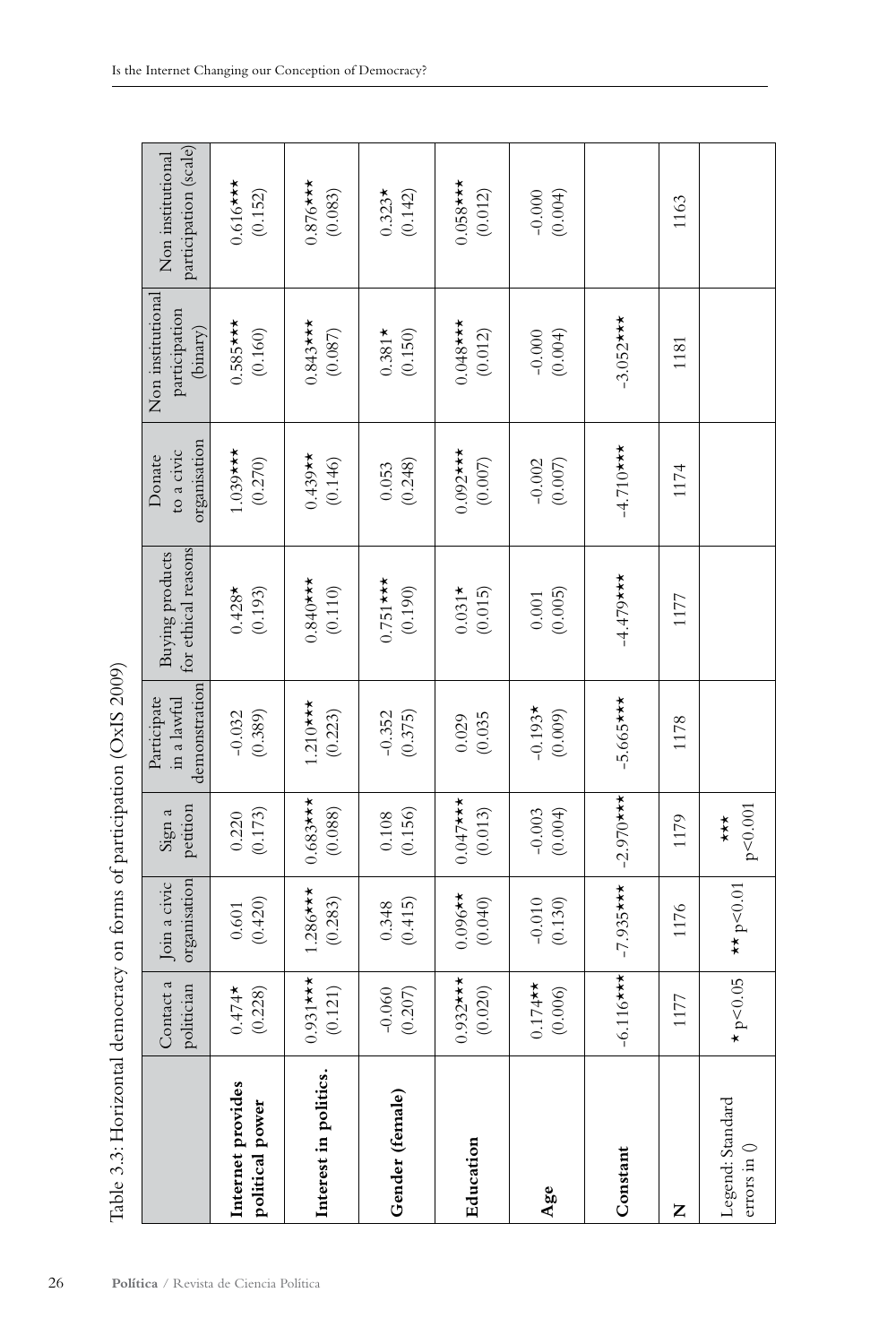Table 3.3: Horizontal democracy on forms of participation (OxIS 2009)

| | Contact a politician | Join a civic organisation | Sign a petition | Participate in a lawful demonstration | Buying products for ethical reasons | Donate to a civic organisation | Non institutional participation (binary) | Non institutional participation (scale) |
|---|---|---|---|---|---|---|---|---|
| **Internet provides political power** | 0.474* (0.228) | 0.601 (0.420) | 0.220 (0.173) | -0.032 (0.389) | 0.428* (0.193) | 1.039*** (0.270) | 0.585*** (0.160) | 0.616*** (0.152) |
| **Interest in politics.** | 0.931*** (0.121) | 1.286*** (0.283) | 0.683*** (0.088) | 1.210*** (0.223) | 0.840*** (0.110) | 0.439** (0.146) | 0.843*** (0.087) | 0.876*** (0.083) |
| **Gender (female)** | -0.060 (0.207) | 0.348 (0.415) | 0.108 (0.156) | -0.352 (0.375) | 0.751*** (0.190) | 0.053 (0.248) | 0.381* (0.150) | 0.323* (0.142) |
| **Education** | 0.932*** (0.020) | 0.096** (0.040) | 0.047*** (0.013) | 0.029 (0.035 | 0.031* (0.015) | 0.092*** (0.007) | 0.048*** (0.012) | 0.058*** (0.012) |
| **Age** | 0.174** (0.006) | -0.010 (0.130) | -0.003 (0.004) | -0.193* (0.009) | 0.001 (0.005) | -0.002 (0.007) | -0.000 (0.004) | -0.000 (0.004) |
| **Constant** | -6.116*** | -7.935*** | -2.970*** | -5.665*** | -4.479*** | -4.710*** | -3.052*** | |
| **N** | 1177 | 1176 | 1179 | 1178 | 1177 | 1174 | 1181 | 1163 |
| Legend: Standard errors in () | * p<0.05 | ** p<0.01 | *** p<0.001 | | | | | |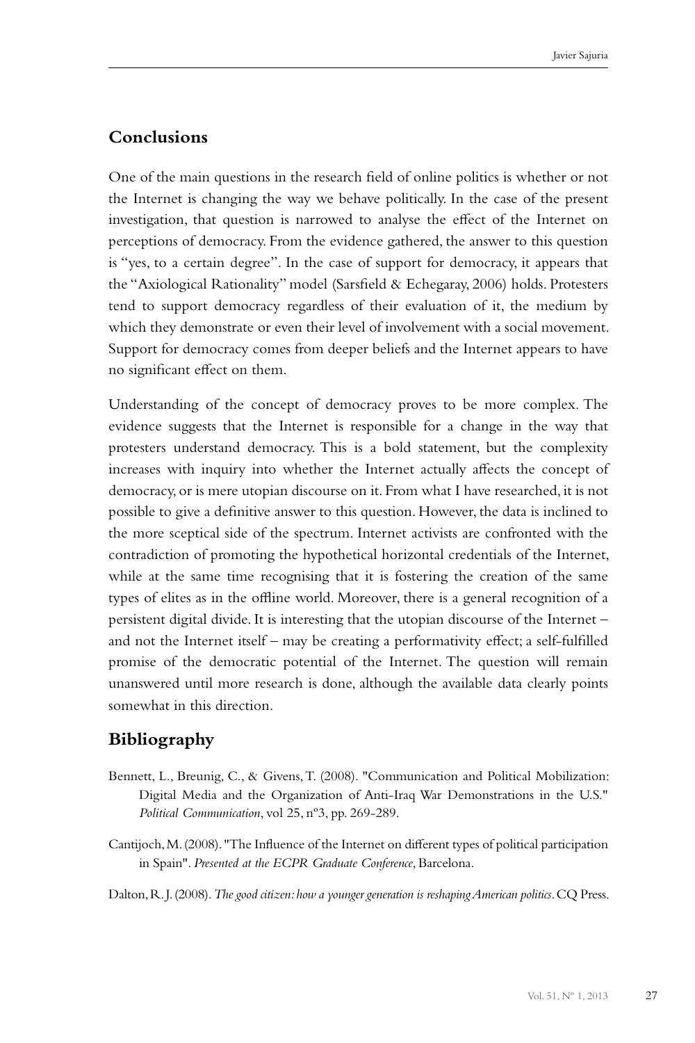## Conclusions

One of the main questions in the research field of online politics is whether or not the Internet is changing the way we behave politically. In the case of the present investigation, that question is narrowed to analyse the effect of the Internet on perceptions of democracy. From the evidence gathered, the answer to this question is "yes, to a certain degree". In the case of support for democracy, it appears that the "Axiological Rationality" model (Sarsfield & Echegaray, 2006) holds. Protesters tend to support democracy regardless of their evaluation of it, the medium by which they demonstrate or even their level of involvement with a social movement. Support for democracy comes from deeper beliefs and the Internet appears to have no significant effect on them.

Understanding of the concept of democracy proves to be more complex. The evidence suggests that the Internet is responsible for a change in the way that protesters understand democracy. This is a bold statement, but the complexity increases with inquiry into whether the Internet actually affects the concept of democracy, or is mere utopian discourse on it. From what I have researched, it is not possible to give a definitive answer to this question. However, the data is inclined to the more sceptical side of the spectrum. Internet activists are confronted with the contradiction of promoting the hypothetical horizontal credentials of the Internet, while at the same time recognising that it is fostering the creation of the same types of elites as in the offline world. Moreover, there is a general recognition of a persistent digital divide. It is interesting that the utopian discourse of the Internet – and not the Internet itself – may be creating a performativity effect; a self-fulfilled promise of the democratic potential of the Internet. The question will remain unanswered until more research is done, although the available data clearly points somewhat in this direction.

## Bibliography

Bennett, L., Breunig, C., & Givens, T. (2008). "Communication and Political Mobilization: Digital Media and the Organization of Anti-Iraq War Demonstrations in the U.S." *Political Communication*, vol 25, nº3, pp. 269-289.

Cantijoch, M. (2008). "The Influence of the Internet on different types of political participation in Spain". *Presented at the ECPR Graduate Conference*, Barcelona.

Dalton, R. J. (2008). *The good citizen: how a younger generation is reshaping American politics*. CQ Press.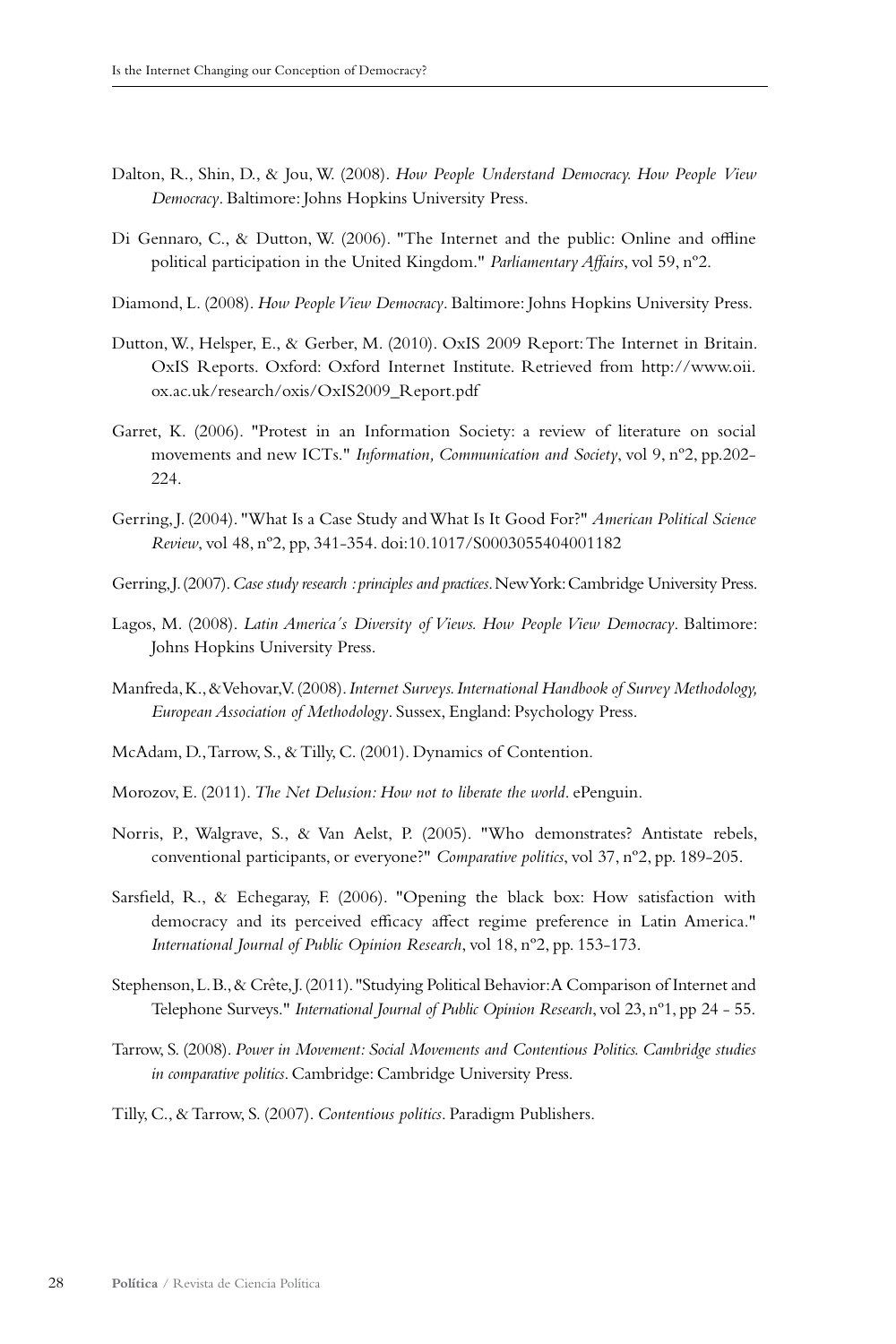Dalton, R., Shin, D., & Jou, W. (2008). *How People Understand Democracy. How People View Democracy*. Baltimore: Johns Hopkins University Press.

Di Gennaro, C., & Dutton, W. (2006). "The Internet and the public: Online and offline political participation in the United Kingdom." *Parliamentary Affairs*, vol 59, nº2.

Diamond, L. (2008). *How People View Democracy*. Baltimore: Johns Hopkins University Press.

Dutton, W., Helsper, E., & Gerber, M. (2010). OxIS 2009 Report: The Internet in Britain. OxIS Reports. Oxford: Oxford Internet Institute. Retrieved from http://www.oii.ox.ac.uk/research/oxis/OxIS2009_Report.pdf

Garret, K. (2006). "Protest in an Information Society: a review of literature on social movements and new ICTs." *Information, Communication and Society*, vol 9, nº2, pp.202-224.

Gerring, J. (2004). "What Is a Case Study and What Is It Good For?" *American Political Science Review*, vol 48, nº2, pp, 341-354. doi:10.1017/S0003055404001182

Gerring, J. (2007). *Case study research : principles and practices*. New York: Cambridge University Press.

Lagos, M. (2008). *Latin America´s Diversity of Views. How People View Democracy*. Baltimore: Johns Hopkins University Press.

Manfreda, K., & Vehovar, V. (2008). *Internet Surveys. International Handbook of Survey Methodology, European Association of Methodology*. Sussex, England: Psychology Press.

McAdam, D., Tarrow, S., & Tilly, C. (2001). Dynamics of Contention.

Morozov, E. (2011). *The Net Delusion: How not to liberate the world*. ePenguin.

Norris, P., Walgrave, S., & Van Aelst, P. (2005). "Who demonstrates? Antistate rebels, conventional participants, or everyone?" *Comparative politics*, vol 37, nº2, pp. 189-205.

Sarsfield, R., & Echegaray, F. (2006). "Opening the black box: How satisfaction with democracy and its perceived efficacy affect regime preference in Latin America." *International Journal of Public Opinion Research*, vol 18, nº2, pp. 153-173.

Stephenson, L. B., & Crête, J. (2011). "Studying Political Behavior: A Comparison of Internet and Telephone Surveys." *International Journal of Public Opinion Research*, vol 23, nº1, pp 24 - 55.

Tarrow, S. (2008). *Power in Movement: Social Movements and Contentious Politics. Cambridge studies in comparative politics*. Cambridge: Cambridge University Press.

Tilly, C., & Tarrow, S. (2007). *Contentious politics*. Paradigm Publishers.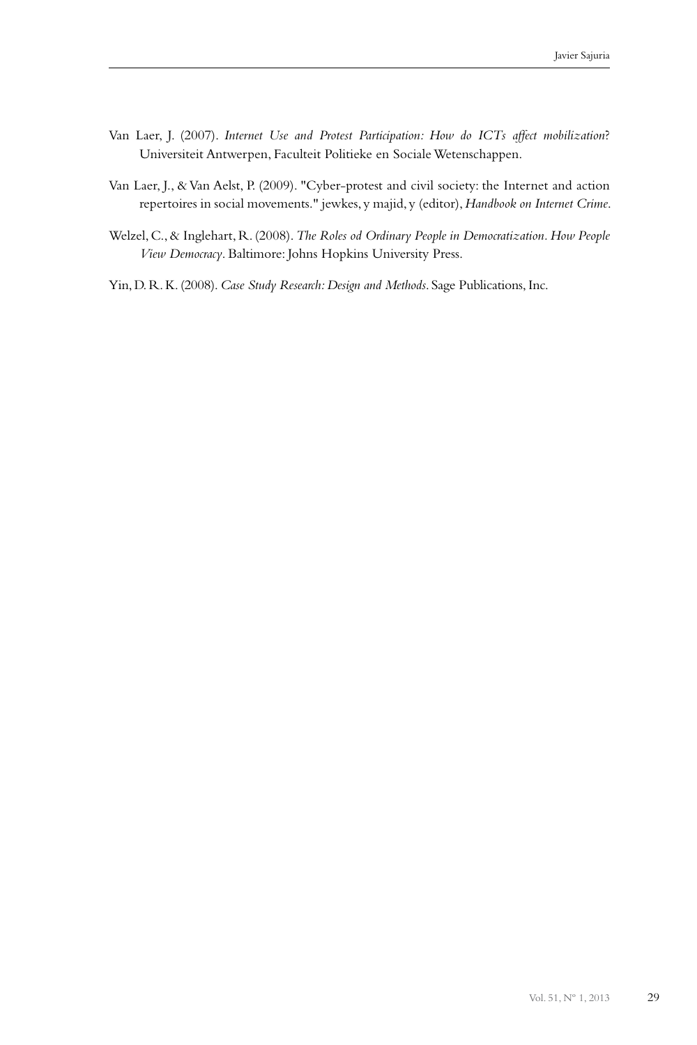Van Laer, J. (2007). *Internet Use and Protest Participation: How do ICTs affect mobilization*? Universiteit Antwerpen, Faculteit Politieke en Sociale Wetenschappen.

Van Laer, J., & Van Aelst, P. (2009). "Cyber-protest and civil society: the Internet and action repertoires in social movements." jewkes, y majid, y (editor), *Handbook on Internet Crime*.

Welzel, C., & Inglehart, R. (2008). *The Roles od Ordinary People in Democratization. How People View Democracy*. Baltimore: Johns Hopkins University Press.

Yin, D. R. K. (2008). *Case Study Research: Design and Methods*. Sage Publications, Inc.